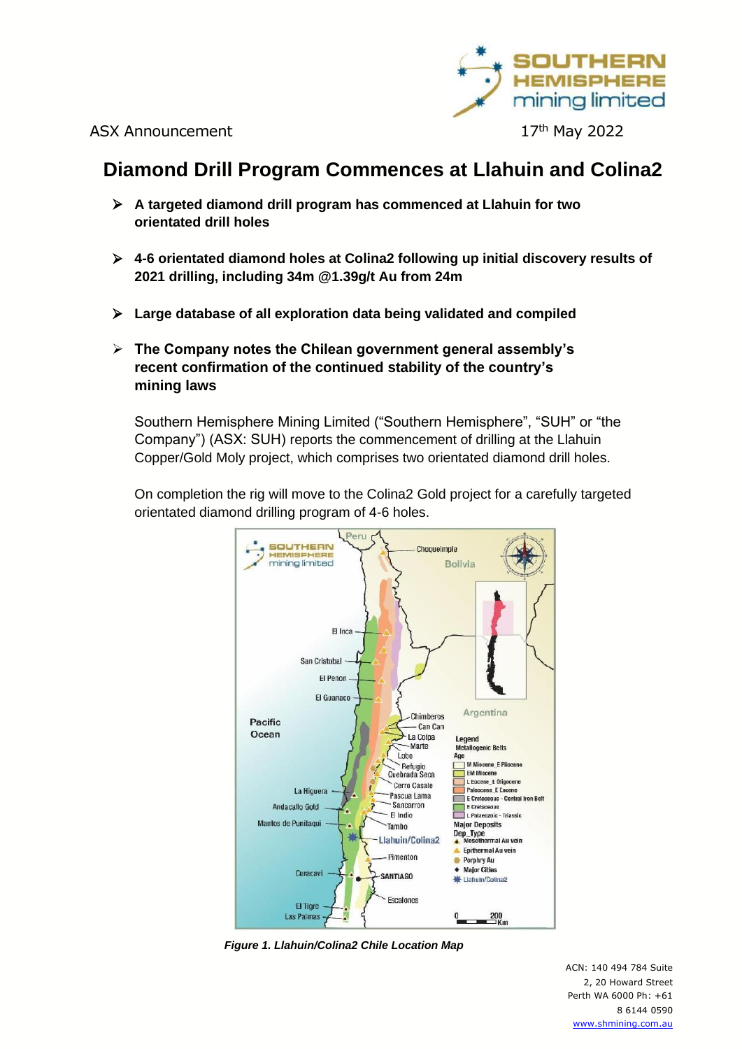ASX Announcement

17th May 2022

# Diamond Drill Program Commences at Llahuin and Colina2

- **A targeted diamond drill program has commenced at Llahuin for two orientated drill holes**
- **4-6 orientated diamond holes at Colina2 following up initial discovery results of 2021 drilling, including 34m @1.39g/t Au from 24m**
- **Large database of all exploration data being validated and compiled**
- **The Company notes the Chilean government general assembly's recent confirmation of the continued stability of the country's mining laws**

Southern Hemisphere Mining Limited ("Southern Hemisphere", "SUH" or "the Company") (ASX: SUH) reports the commencement of drilling at the Llahuin Copper/Gold Moly project, which comprises two orientated diamond drill holes.

On completion the rig will move to the Colina2 Gold project for a carefully targeted orientated diamond drilling program of 4-6 holes.

*Figure 1. Llahuin/Colina2 Chile Location Map*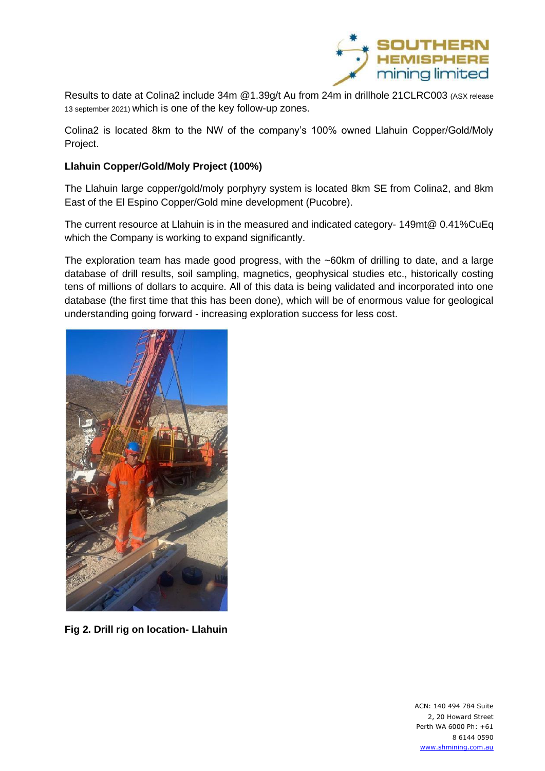Results to date at Colina2 include 34m @1.39g/t Au from 24m in drillhole 21CLRC003 (ASX release 13 september 2021) which is one of the key follow-up zones.

Colina2 is located 8km to the NW of the company's 100% owned Llahuin Copper/Gold/Moly Project.

**Llahuin Copper/Gold/Moly Project (100%)**

The Llahuin large copper/gold/moly porphyry system is located 8km SE from Colina2, and 8km East of the El Espino Copper/Gold mine development (Pucobre).

The current resource at Llahuin is in the measured and indicated category- 149mt@ 0.41%CuEq which the Company is working to expand significantly.

The exploration team has made good progress, with the ~60km of drilling to date, and a large database of drill results, soil sampling, magnetics, geophysical studies etc., historically costing tens of millions of dollars to acquire. All of this data is being validated and incorporated into one database (the first time that this has been done), which will be of enormous value for geological understanding going forward - increasing exploration success for less cost.

**Fig 2. Drill rig on location- Llahuin**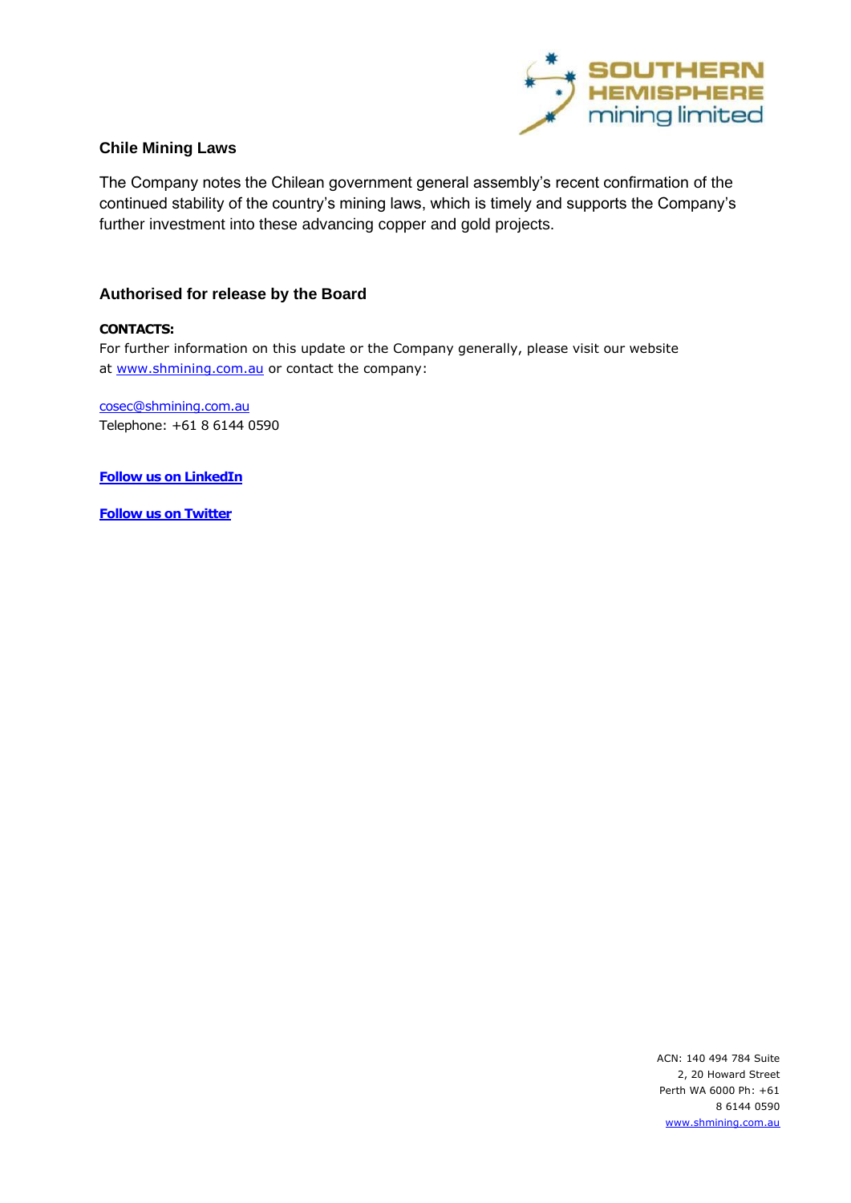### Chile Mining Laws

The Company notes the Chilean government general assembly's recent confirmation of the continued stability of the country's mining laws, which is timely and supports the Company's further investment into these advancing copper and gold projects.

### Authorised for release by the Board

**CONTACTS:**

For further information on this update or the Company generally, please visit our website at www.shmining.com.au or contact the company:

cosec@shmining.com.au
Telephone: +61 8 6144 0590

**Follow us on LinkedIn**

**Follow us on Twitter**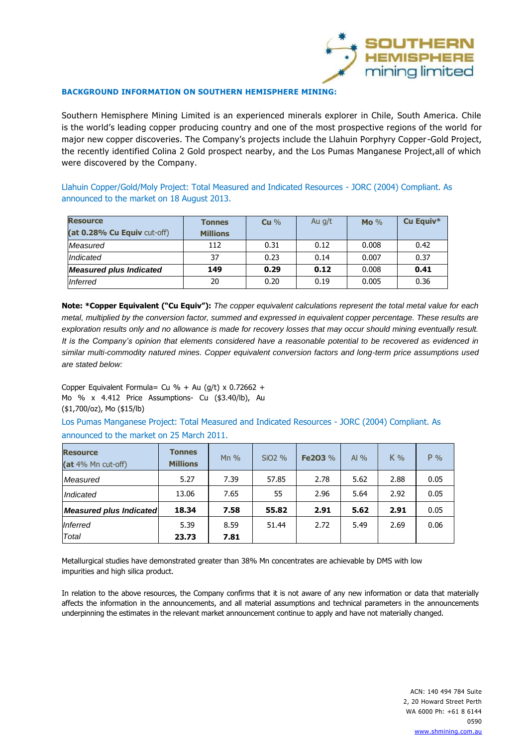**BACKGROUND INFORMATION ON SOUTHERN HEMISPHERE MINING:**

Southern Hemisphere Mining Limited is an experienced minerals explorer in Chile, South America. Chile is the world's leading copper producing country and one of the most prospective regions of the world for major new copper discoveries. The Company's projects include the Llahuin Porphyry Copper-Gold Project, the recently identified Colina 2 Gold prospect nearby, and the Los Pumas Manganese Project,all of which were discovered by the Company.

Llahuin Copper/Gold/Moly Project: Total Measured and Indicated Resources - JORC (2004) Compliant. As announced to the market on 18 August 2013.

| **Resource** (**at 0.28% Cu Equiv** cut-off) | **Tonnes Millions** | **Cu** % | Au g/t | **Mo** % | **Cu Equiv*** |
|---|---|---|---|---|---|
| *Measured* | 112 | 0.31 | 0.12 | 0.008 | 0.42 |
| *Indicated* | 37 | 0.23 | 0.14 | 0.007 | 0.37 |
| ***Measured plus Indicated*** | **149** | **0.29** | **0.12** | 0.008 | **0.41** |
| *Inferred* | 20 | 0.20 | 0.19 | 0.005 | 0.36 |

**Note: *Copper Equivalent ("Cu Equiv"):** *The copper equivalent calculations represent the total metal value for each metal, multiplied by the conversion factor, summed and expressed in equivalent copper percentage. These results are exploration results only and no allowance is made for recovery losses that may occur should mining eventually result. It is the Company's opinion that elements considered have a reasonable potential to be recovered as evidenced in similar multi-commodity natured mines. Copper equivalent conversion factors and long-term price assumptions used are stated below:*

Copper Equivalent Formula= Cu % + Au (g/t) x 0.72662 + Mo % x 4.412 Price Assumptions- Cu ($3.40/lb), Au ($1,700/oz), Mo ($15/lb)

Los Pumas Manganese Project: Total Measured and Indicated Resources - JORC (2004) Compliant. As announced to the market on 25 March 2011.

| **Resource** (**at** 4% Mn cut-off) | **Tonnes Millions** | Mn % | SiO2 % | **Fe2O3** % | Al % | K % | P % |
|---|---|---|---|---|---|---|---|
| *Measured* | 5.27 | 7.39 | 57.85 | 2.78 | 5.62 | 2.88 | 0.05 |
| *Indicated* | 13.06 | 7.65 | 55 | 2.96 | 5.64 | 2.92 | 0.05 |
| ***Measured plus Indicated*** | **18.34** | **7.58** | **55.82** | **2.91** | **5.62** | **2.91** | 0.05 |
| *Inferred* | 5.39 | 8.59 | 51.44 | 2.72 | 5.49 | 2.69 | 0.06 |
| *Total* | **23.73** | **7.81** | | | | | |

Metallurgical studies have demonstrated greater than 38% Mn concentrates are achievable by DMS with low impurities and high silica product.

In relation to the above resources, the Company confirms that it is not aware of any new information or data that materially affects the information in the announcements, and all material assumptions and technical parameters in the announcements underpinning the estimates in the relevant market announcement continue to apply and have not materially changed.

ACN: 140 494 784 Suite 2, 20 Howard Street Perth WA 6000 Ph: +61 8 6144 0590
www.shmining.com.au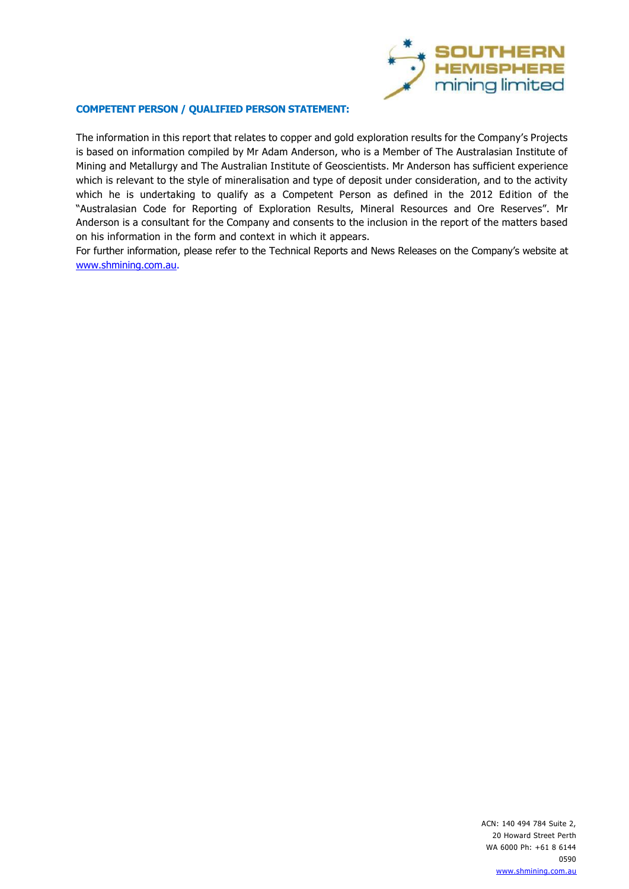## COMPETENT PERSON / QUALIFIED PERSON STATEMENT:

The information in this report that relates to copper and gold exploration results for the Company's Projects is based on information compiled by Mr Adam Anderson, who is a Member of The Australasian Institute of Mining and Metallurgy and The Australian Institute of Geoscientists. Mr Anderson has sufficient experience which is relevant to the style of mineralisation and type of deposit under consideration, and to the activity which he is undertaking to qualify as a Competent Person as defined in the 2012 Edition of the "Australasian Code for Reporting of Exploration Results, Mineral Resources and Ore Reserves". Mr Anderson is a consultant for the Company and consents to the inclusion in the report of the matters based on his information in the form and context in which it appears.

For further information, please refer to the Technical Reports and News Releases on the Company's website at www.shmining.com.au.